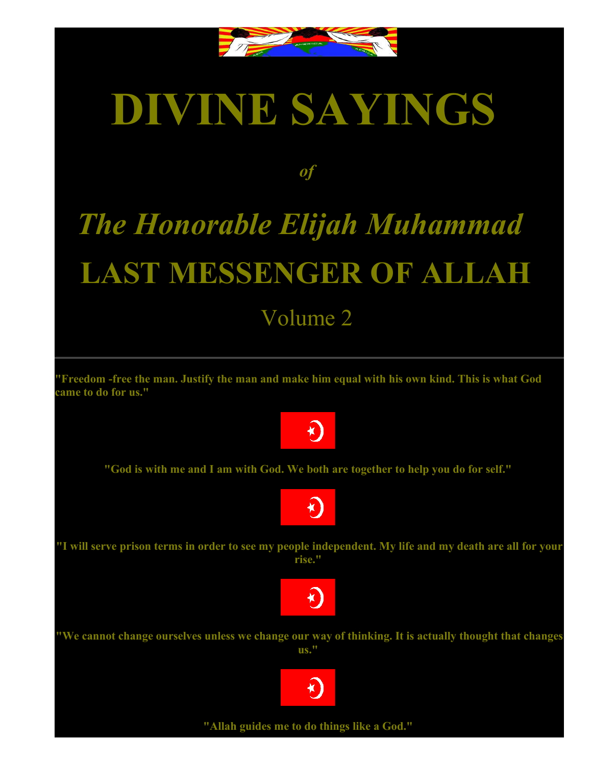# DIVINE SAYINGS

*of*

## *The Honorable Elijah Muhammad*

## LAST MESSENGER OF ALLAH

Volume 2

---

**"Freedom -free the man. Justify the man and make him equal with his own kind. This is what God came to do for us."**

**"God is with me and I am with God. We both are together to help you do for self."**

**"I will serve prison terms in order to see my people independent. My life and my death are all for your rise."**

**"We cannot change ourselves unless we change our way of thinking. It is actually thought that changes us."**

**"Allah guides me to do things like a God."**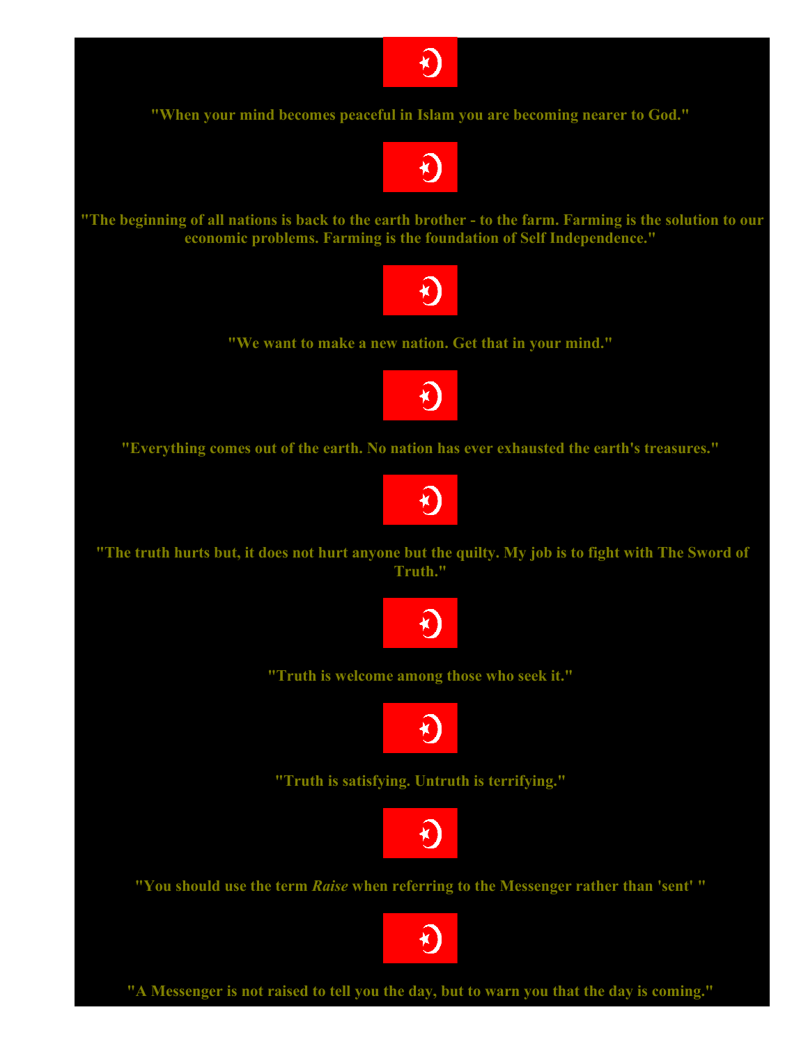**"When your mind becomes peaceful in Islam you are becoming nearer to God."**

**"The beginning of all nations is back to the earth brother - to the farm. Farming is the solution to our economic problems. Farming is the foundation of Self Independence."**

**"We want to make a new nation. Get that in your mind."**

**"Everything comes out of the earth. No nation has ever exhausted the earth's treasures."**

**"The truth hurts but, it does not hurt anyone but the quilty. My job is to fight with The Sword of Truth."**

**"Truth is welcome among those who seek it."**

**"Truth is satisfying. Untruth is terrifying."**

**"You should use the term *Raise* when referring to the Messenger rather than 'sent' "**

**"A Messenger is not raised to tell you the day, but to warn you that the day is coming."**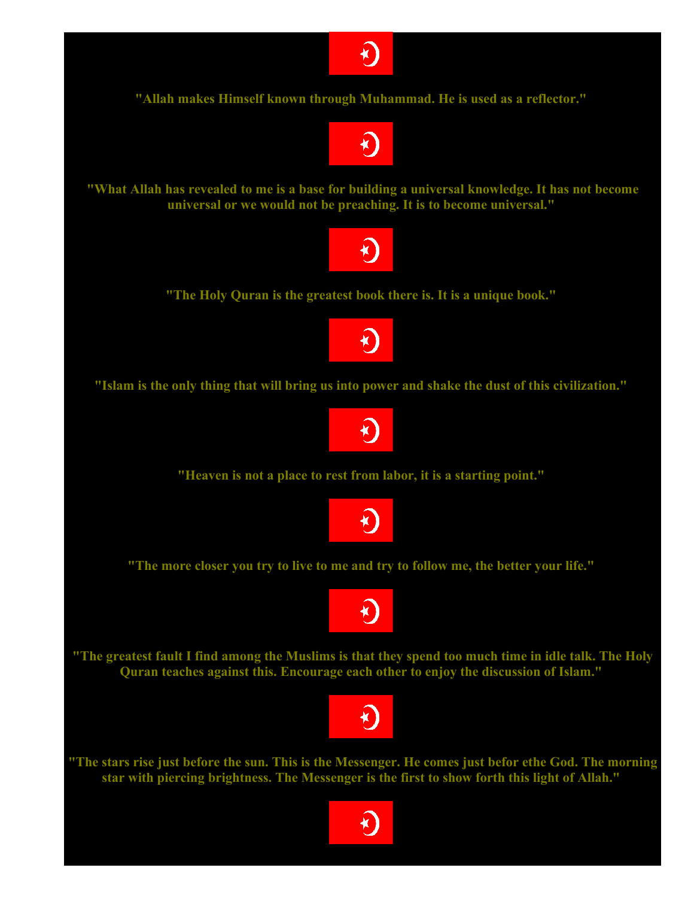**"Allah makes Himself known through Muhammad. He is used as a reflector."**

**"What Allah has revealed to me is a base for building a universal knowledge. It has not become universal or we would not be preaching. It is to become universal."**

**"The Holy Quran is the greatest book there is. It is a unique book."**

**"Islam is the only thing that will bring us into power and shake the dust of this civilization."**

**"Heaven is not a place to rest from labor, it is a starting point."**

**"The more closer you try to live to me and try to follow me, the better your life."**

**"The greatest fault I find among the Muslims is that they spend too much time in idle talk. The Holy Quran teaches against this. Encourage each other to enjoy the discussion of Islam."**

**"The stars rise just before the sun. This is the Messenger. He comes just befor ethe God. The morning star with piercing brightness. The Messenger is the first to show forth this light of Allah."**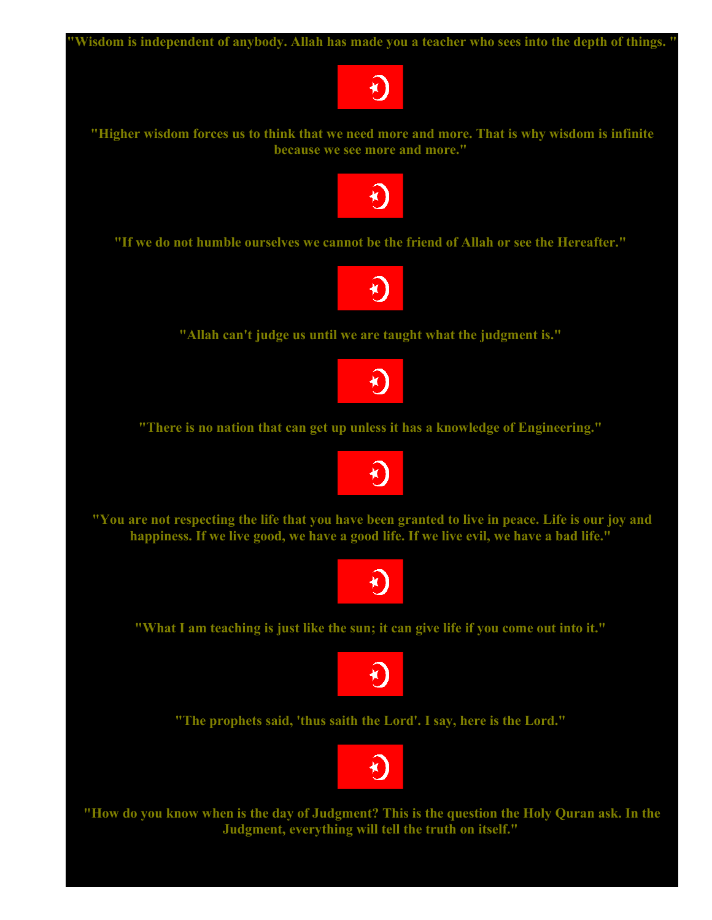**"Wisdom is independent of anybody. Allah has made you a teacher who sees into the depth of things. "**

**"Higher wisdom forces us to think that we need more and more. That is why wisdom is infinite because we see more and more."**

**"If we do not humble ourselves we cannot be the friend of Allah or see the Hereafter."**

**"Allah can't judge us until we are taught what the judgment is."**

**"There is no nation that can get up unless it has a knowledge of Engineering."**

**"You are not respecting the life that you have been granted to live in peace. Life is our joy and happiness. If we live good, we have a good life. If we live evil, we have a bad life."**

**"What I am teaching is just like the sun; it can give life if you come out into it."**

**"The prophets said, 'thus saith the Lord'. I say, here is the Lord."**

**"How do you know when is the day of Judgment? This is the question the Holy Quran ask. In the Judgment, everything will tell the truth on itself."**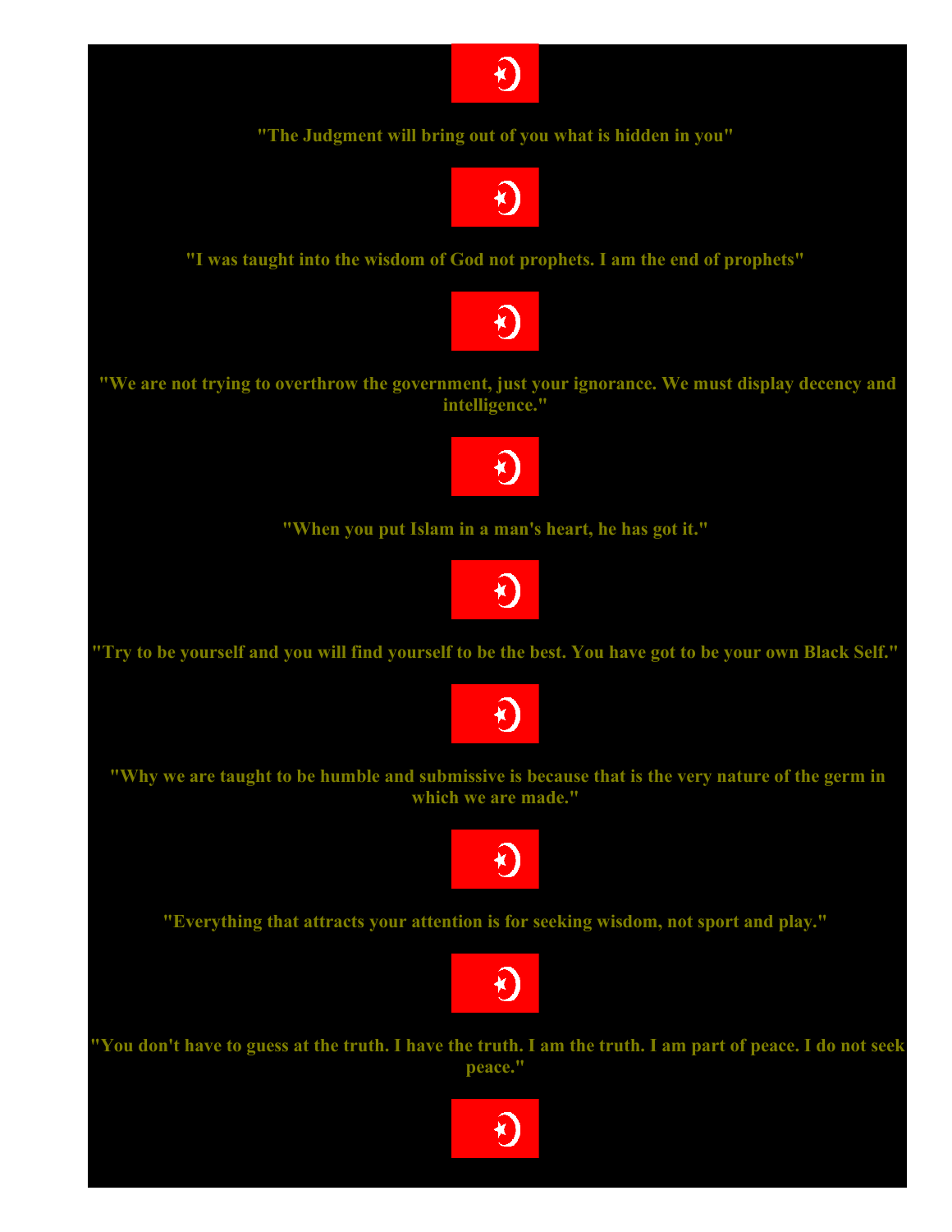**"The Judgment will bring out of you what is hidden in you"**

**"I was taught into the wisdom of God not prophets. I am the end of prophets"**

**"We are not trying to overthrow the government, just your ignorance. We must display decency and intelligence."**

**"When you put Islam in a man's heart, he has got it."**

**"Try to be yourself and you will find yourself to be the best. You have got to be your own Black Self."**

**"Why we are taught to be humble and submissive is because that is the very nature of the germ in which we are made."**

**"Everything that attracts your attention is for seeking wisdom, not sport and play."**

**"You don't have to guess at the truth. I have the truth. I am the truth. I am part of peace. I do not seek peace."**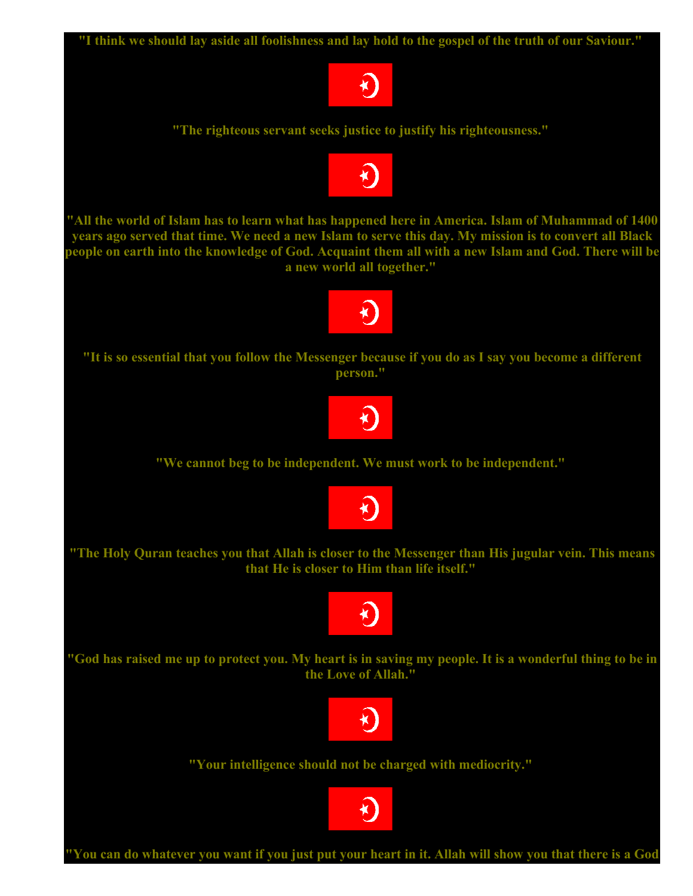**"I think we should lay aside all foolishness and lay hold to the gospel of the truth of our Saviour."**

**"The righteous servant seeks justice to justify his righteousness."**

**"All the world of Islam has to learn what has happened here in America. Islam of Muhammad of 1400 years ago served that time. We need a new Islam to serve this day. My mission is to convert all Black people on earth into the knowledge of God. Acquaint them all with a new Islam and God. There will be a new world all together."**

**"It is so essential that you follow the Messenger because if you do as I say you become a different person."**

**"We cannot beg to be independent. We must work to be independent."**

**"The Holy Quran teaches you that Allah is closer to the Messenger than His jugular vein. This means that He is closer to Him than life itself."**

**"God has raised me up to protect you. My heart is in saving my people. It is a wonderful thing to be in the Love of Allah."**

**"Your intelligence should not be charged with mediocrity."**

**"You can do whatever you want if you just put your heart in it. Allah will show you that there is a God**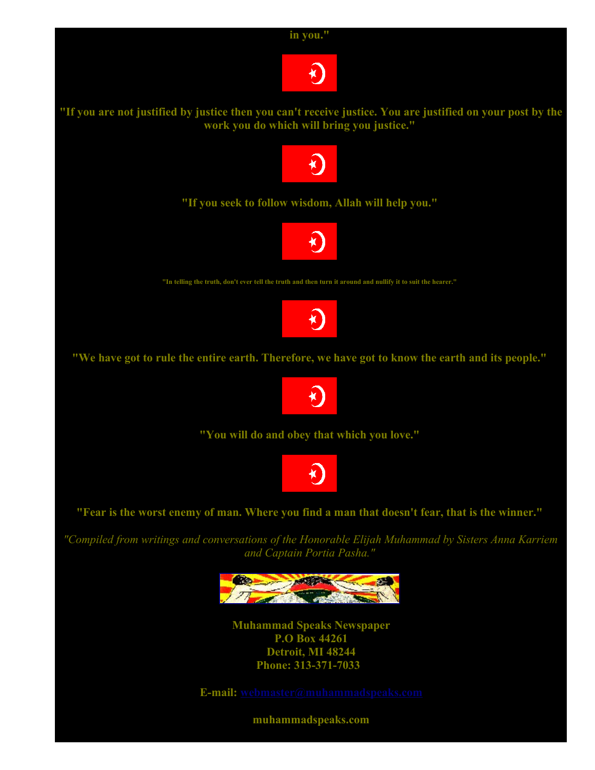in you."

**"If you are not justified by justice then you can't receive justice. You are justified on your post by the work you do which will bring you justice."**

**"If you seek to follow wisdom, Allah will help you."**

**"In telling the truth, don't ever tell the truth and then turn it around and nullify it to suit the hearer."**

**"We have got to rule the entire earth. Therefore, we have got to know the earth and its people."**

**"You will do and obey that which you love."**

**"Fear is the worst enemy of man. Where you find a man that doesn't fear, that is the winner."**

*"Compiled from writings and conversations of the Honorable Elijah Muhammad by Sisters Anna Karriem and Captain Portia Pasha."*

**Muhammad Speaks Newspaper**
**P.O Box 44261**
**Detroit, MI 48244**
**Phone: 313-371-7033**

**E-mail: webmaster@muhammadspeaks.com**

**muhammadspeaks.com**